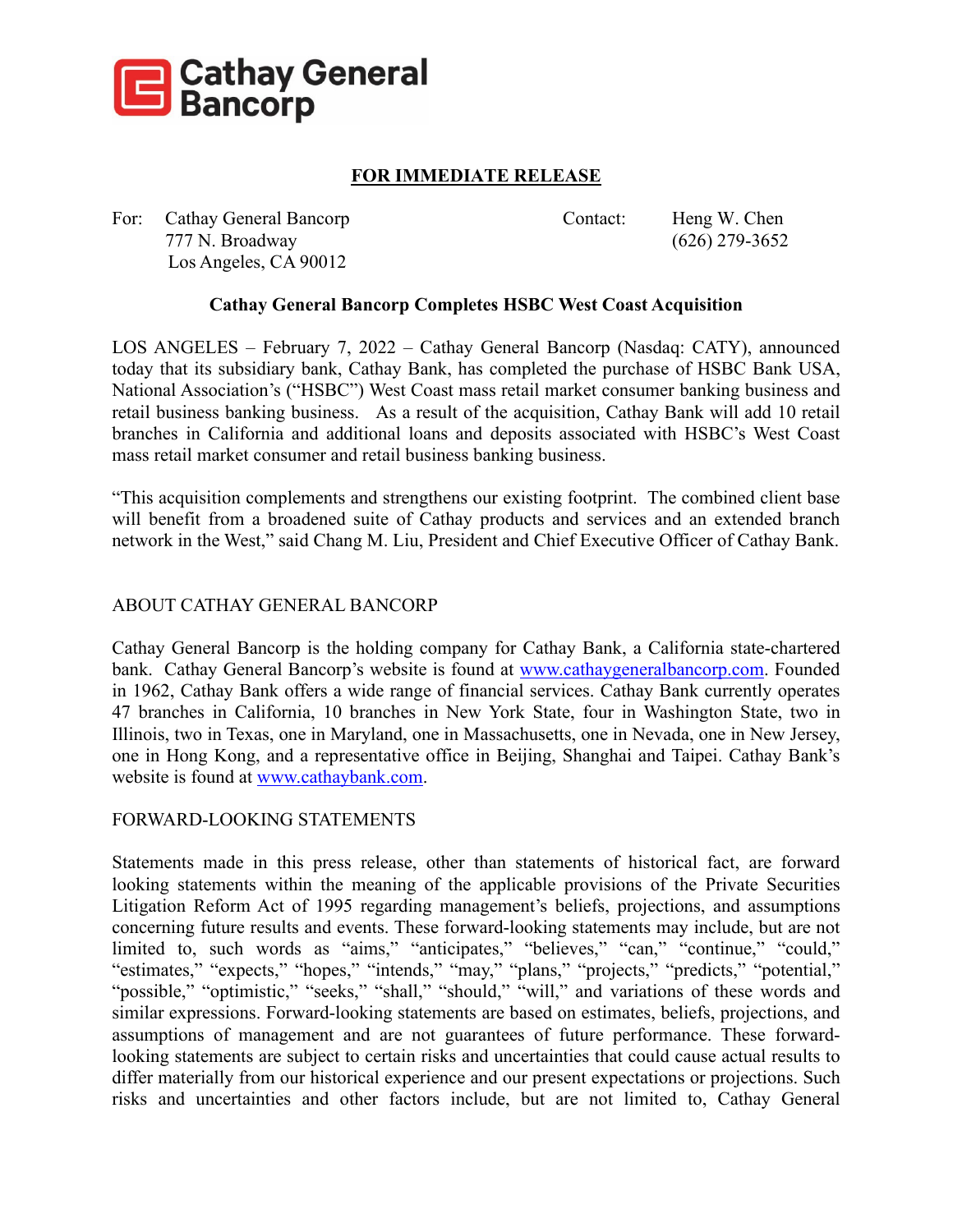Cathay General Bancorp

**FOR IMMEDIATE RELEASE**

For: Cathay General Bancorp
777 N. Broadway
Los Angeles, CA 90012

Contact: Heng W. Chen
(626) 279-3652

**Cathay General Bancorp Completes HSBC West Coast Acquisition**

LOS ANGELES – February 7, 2022 – Cathay General Bancorp (Nasdaq: CATY), announced today that its subsidiary bank, Cathay Bank, has completed the purchase of HSBC Bank USA, National Association's ("HSBC") West Coast mass retail market consumer banking business and retail business banking business. As a result of the acquisition, Cathay Bank will add 10 retail branches in California and additional loans and deposits associated with HSBC's West Coast mass retail market consumer and retail business banking business.

"This acquisition complements and strengthens our existing footprint. The combined client base will benefit from a broadened suite of Cathay products and services and an extended branch network in the West," said Chang M. Liu, President and Chief Executive Officer of Cathay Bank.

ABOUT CATHAY GENERAL BANCORP

Cathay General Bancorp is the holding company for Cathay Bank, a California state-chartered bank. Cathay General Bancorp's website is found at [www.cathaygeneralbancorp.com](http://www.cathaygeneralbancorp.com). Founded in 1962, Cathay Bank offers a wide range of financial services. Cathay Bank currently operates 47 branches in California, 10 branches in New York State, four in Washington State, two in Illinois, two in Texas, one in Maryland, one in Massachusetts, one in Nevada, one in New Jersey, one in Hong Kong, and a representative office in Beijing, Shanghai and Taipei. Cathay Bank's website is found at [www.cathaybank.com](http://www.cathaybank.com).

FORWARD-LOOKING STATEMENTS

Statements made in this press release, other than statements of historical fact, are forward looking statements within the meaning of the applicable provisions of the Private Securities Litigation Reform Act of 1995 regarding management's beliefs, projections, and assumptions concerning future results and events. These forward-looking statements may include, but are not limited to, such words as "aims," "anticipates," "believes," "can," "continue," "could," "estimates," "expects," "hopes," "intends," "may," "plans," "projects," "predicts," "potential," "possible," "optimistic," "seeks," "shall," "should," "will," and variations of these words and similar expressions. Forward-looking statements are based on estimates, beliefs, projections, and assumptions of management and are not guarantees of future performance. These forward-looking statements are subject to certain risks and uncertainties that could cause actual results to differ materially from our historical experience and our present expectations or projections. Such risks and uncertainties and other factors include, but are not limited to, Cathay General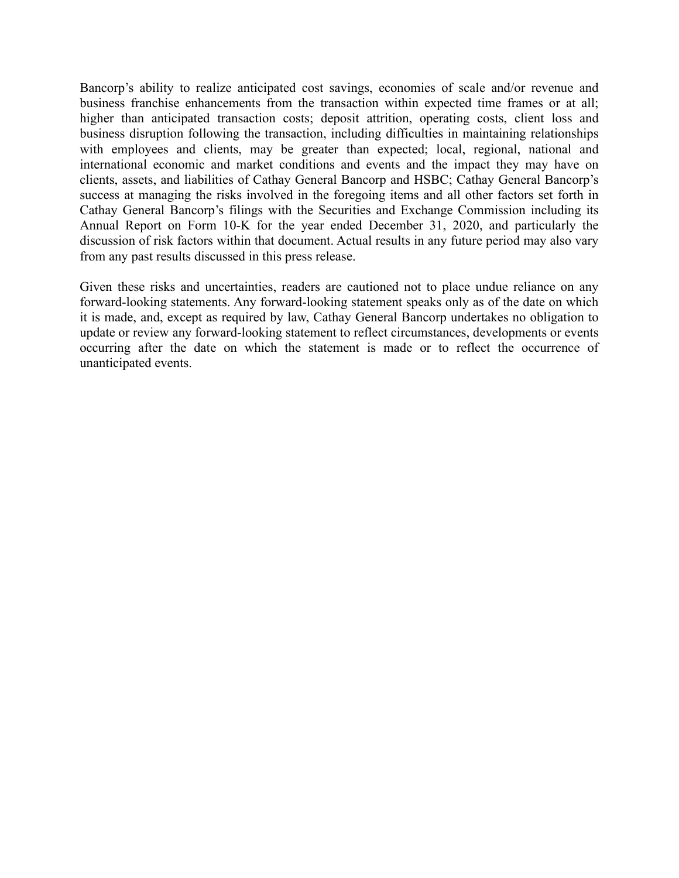Bancorp's ability to realize anticipated cost savings, economies of scale and/or revenue and business franchise enhancements from the transaction within expected time frames or at all; higher than anticipated transaction costs; deposit attrition, operating costs, client loss and business disruption following the transaction, including difficulties in maintaining relationships with employees and clients, may be greater than expected; local, regional, national and international economic and market conditions and events and the impact they may have on clients, assets, and liabilities of Cathay General Bancorp and HSBC; Cathay General Bancorp's success at managing the risks involved in the foregoing items and all other factors set forth in Cathay General Bancorp's filings with the Securities and Exchange Commission including its Annual Report on Form 10-K for the year ended December 31, 2020, and particularly the discussion of risk factors within that document. Actual results in any future period may also vary from any past results discussed in this press release.

Given these risks and uncertainties, readers are cautioned not to place undue reliance on any forward-looking statements. Any forward-looking statement speaks only as of the date on which it is made, and, except as required by law, Cathay General Bancorp undertakes no obligation to update or review any forward-looking statement to reflect circumstances, developments or events occurring after the date on which the statement is made or to reflect the occurrence of unanticipated events.